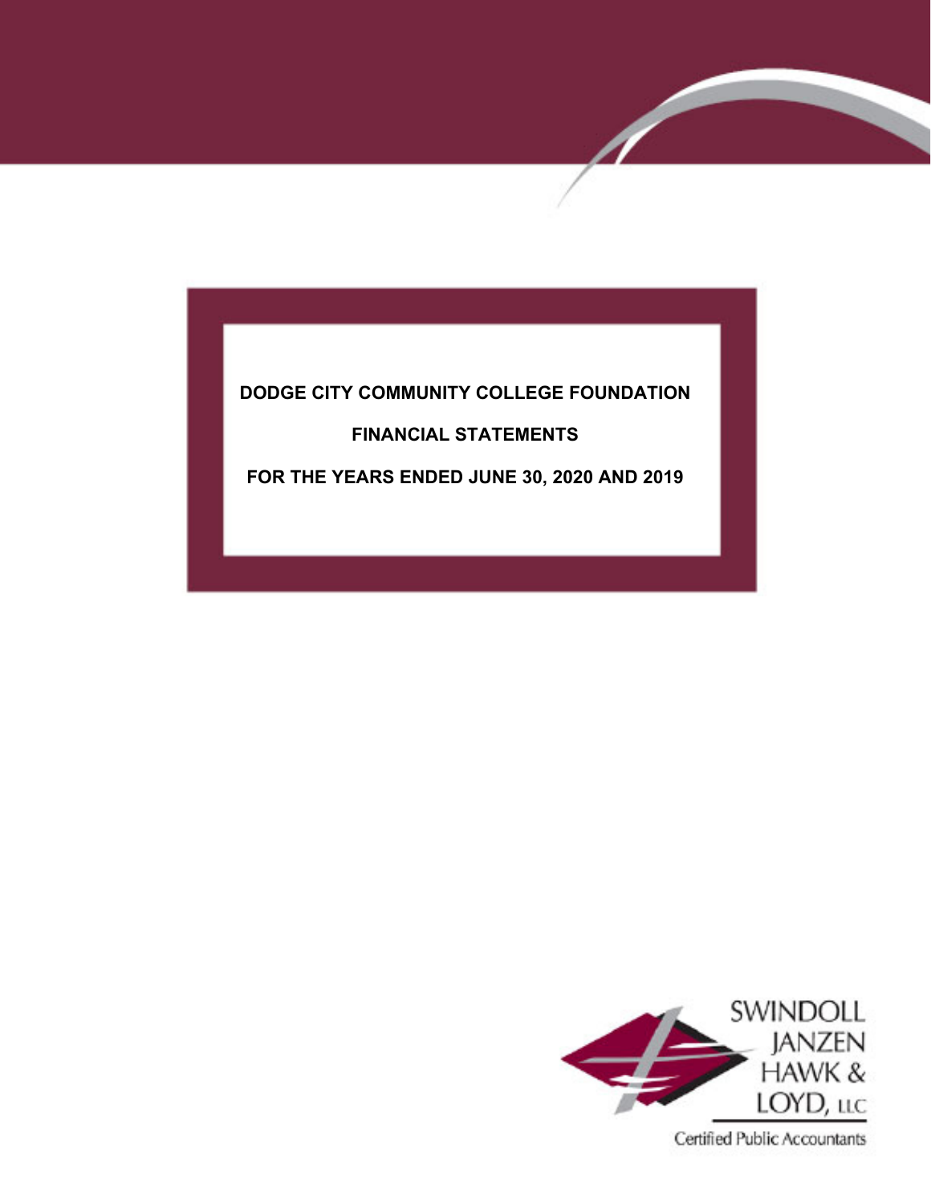# DODGE CITY COMMUNITY COLLEGE FOUNDATION

## FINANCIAL STATEMENTS

## FOR THE YEARS ENDED JUNE 30, 2020 AND 2019

SWINDOLL JANZEN HAWK & LOYD, LLC

Certified Public Accountants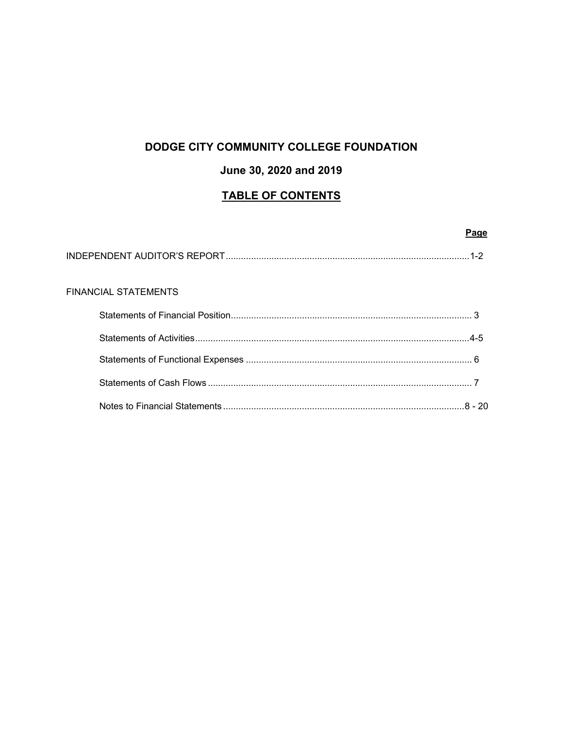# DODGE CITY COMMUNITY COLLEGE FOUNDATION

## June 30, 2020 and 2019

## TABLE OF CONTENTS

| | Page |
|---|---|
| INDEPENDENT AUDITOR'S REPORT | 1-2 |
| FINANCIAL STATEMENTS | |
| Statements of Financial Position | 3 |
| Statements of Activities | 4-5 |
| Statements of Functional Expenses | 6 |
| Statements of Cash Flows | 7 |
| Notes to Financial Statements | 8 - 20 |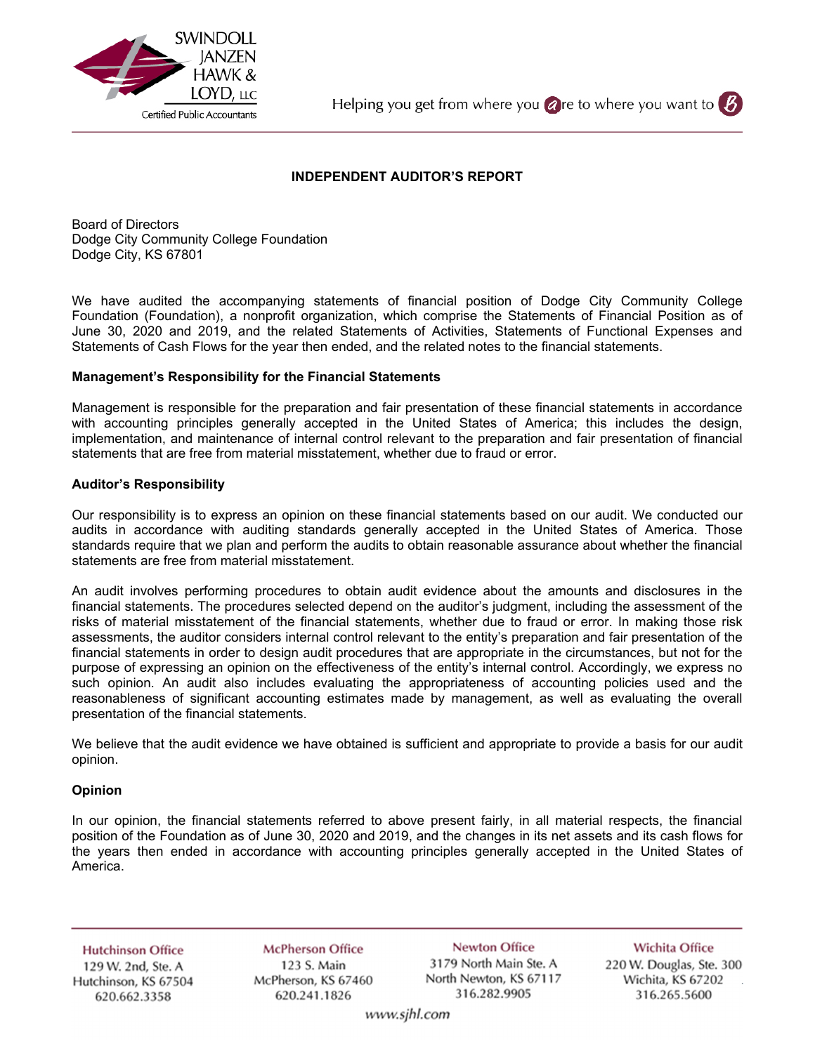SWINDOLL JANZEN HAWK & LOYD, LLC
Certified Public Accountants

Helping you get from where you are to where you want to be

# INDEPENDENT AUDITOR'S REPORT

Board of Directors
Dodge City Community College Foundation
Dodge City, KS 67801

We have audited the accompanying statements of financial position of Dodge City Community College Foundation (Foundation), a nonprofit organization, which comprise the Statements of Financial Position as of June 30, 2020 and 2019, and the related Statements of Activities, Statements of Functional Expenses and Statements of Cash Flows for the year then ended, and the related notes to the financial statements.

**Management's Responsibility for the Financial Statements**

Management is responsible for the preparation and fair presentation of these financial statements in accordance with accounting principles generally accepted in the United States of America; this includes the design, implementation, and maintenance of internal control relevant to the preparation and fair presentation of financial statements that are free from material misstatement, whether due to fraud or error.

**Auditor's Responsibility**

Our responsibility is to express an opinion on these financial statements based on our audit. We conducted our audits in accordance with auditing standards generally accepted in the United States of America. Those standards require that we plan and perform the audits to obtain reasonable assurance about whether the financial statements are free from material misstatement.

An audit involves performing procedures to obtain audit evidence about the amounts and disclosures in the financial statements. The procedures selected depend on the auditor's judgment, including the assessment of the risks of material misstatement of the financial statements, whether due to fraud or error. In making those risk assessments, the auditor considers internal control relevant to the entity's preparation and fair presentation of the financial statements in order to design audit procedures that are appropriate in the circumstances, but not for the purpose of expressing an opinion on the effectiveness of the entity's internal control. Accordingly, we express no such opinion. An audit also includes evaluating the appropriateness of accounting policies used and the reasonableness of significant accounting estimates made by management, as well as evaluating the overall presentation of the financial statements.

We believe that the audit evidence we have obtained is sufficient and appropriate to provide a basis for our audit opinion.

**Opinion**

In our opinion, the financial statements referred to above present fairly, in all material respects, the financial position of the Foundation as of June 30, 2020 and 2019, and the changes in its net assets and its cash flows for the years then ended in accordance with accounting principles generally accepted in the United States of America.

| Hutchinson Office | McPherson Office | Newton Office | Wichita Office |
|---|---|---|---|
| 129 W. 2nd, Ste. A | 123 S. Main | 3179 North Main Ste. A | 220 W. Douglas, Ste. 300 |
| Hutchinson, KS 67504 | McPherson, KS 67460 | North Newton, KS 67117 | Wichita, KS 67202 |
| 620.662.3358 | 620.241.1826 | 316.282.9905 | 316.265.5600 |

www.sjhl.com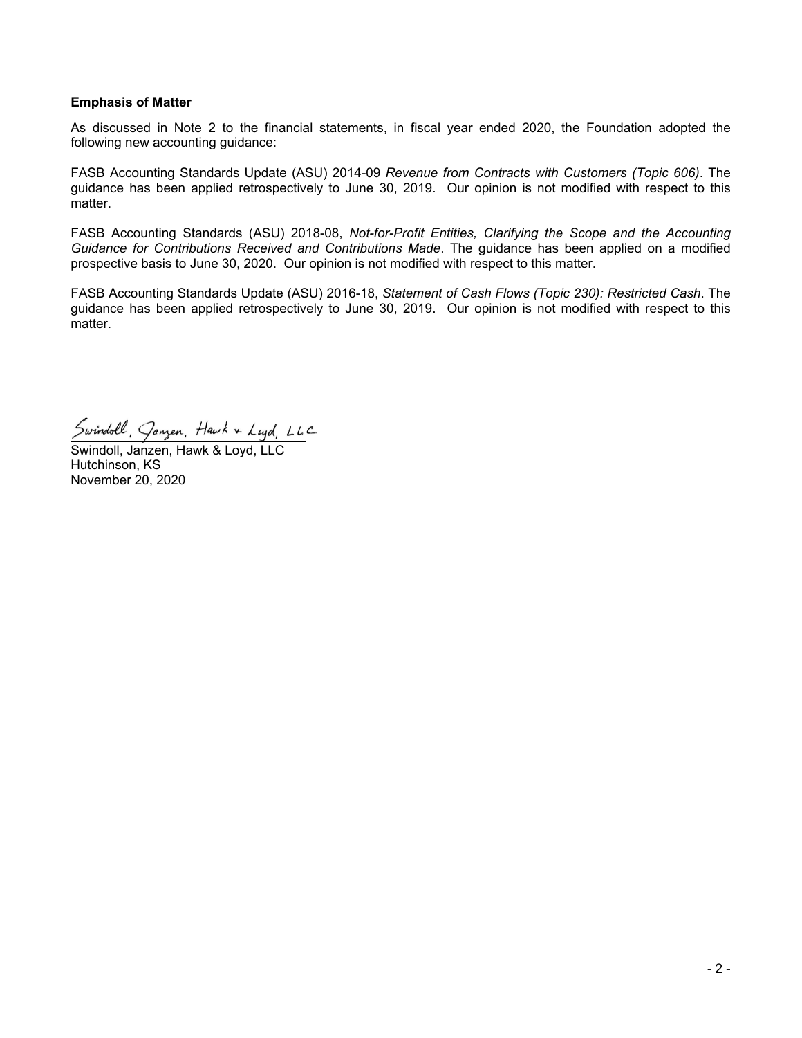### Emphasis of Matter

As discussed in Note 2 to the financial statements, in fiscal year ended 2020, the Foundation adopted the following new accounting guidance:

FASB Accounting Standards Update (ASU) 2014-09 *Revenue from Contracts with Customers (Topic 606)*. The guidance has been applied retrospectively to June 30, 2019. Our opinion is not modified with respect to this matter.

FASB Accounting Standards (ASU) 2018-08, *Not-for-Profit Entities, Clarifying the Scope and the Accounting Guidance for Contributions Received and Contributions Made*. The guidance has been applied on a modified prospective basis to June 30, 2020. Our opinion is not modified with respect to this matter.

FASB Accounting Standards Update (ASU) 2016-18, *Statement of Cash Flows (Topic 230): Restricted Cash*. The guidance has been applied retrospectively to June 30, 2019. Our opinion is not modified with respect to this matter.

Swindoll, Janzen, Hawk & Loyd, LLC

Swindoll, Janzen, Hawk & Loyd, LLC
Hutchinson, KS
November 20, 2020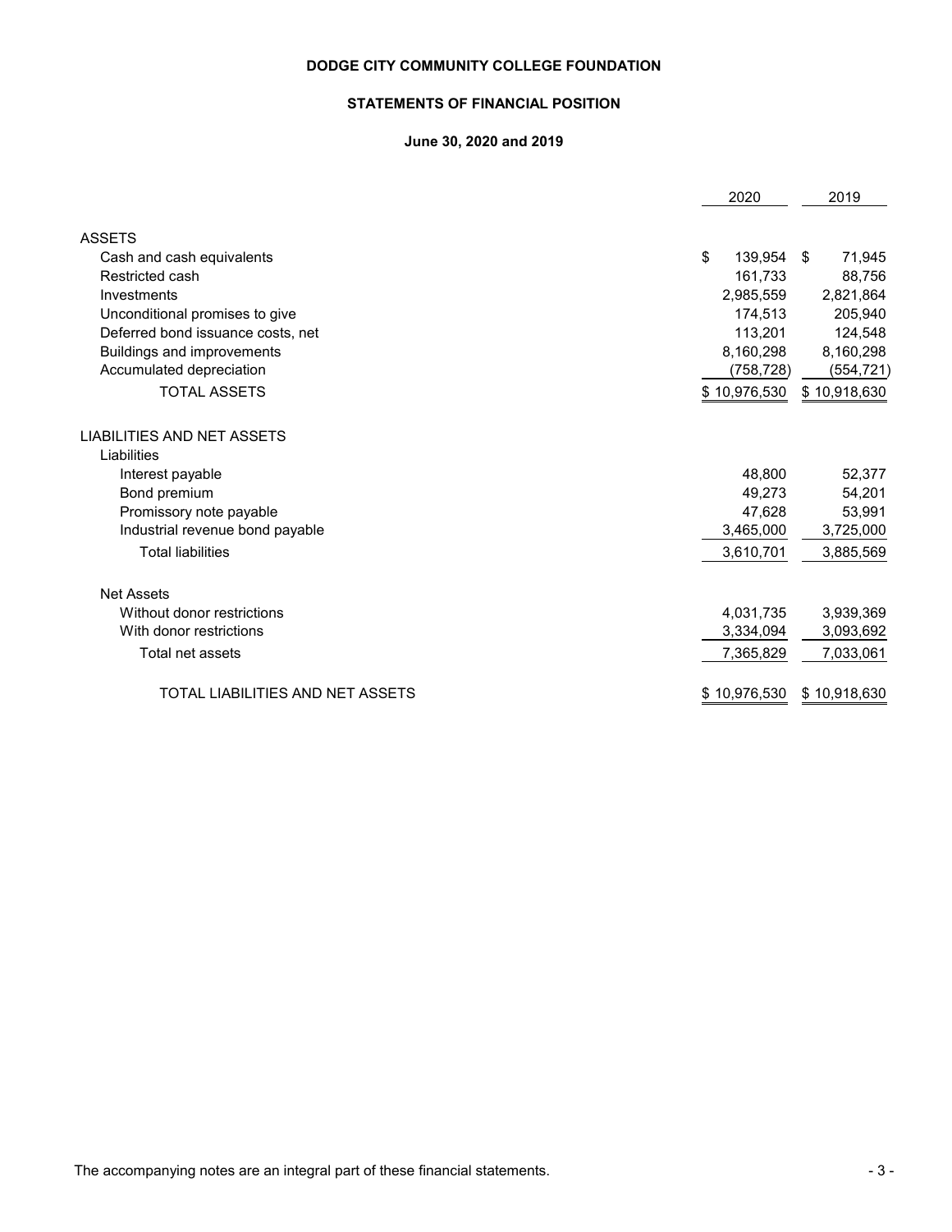**DODGE CITY COMMUNITY COLLEGE FOUNDATION**

**STATEMENTS OF FINANCIAL POSITION**

**June 30, 2020 and 2019**

| | 2020 | 2019 |
|---|---|---|
| ASSETS | | |
| Cash and cash equivalents | $ 139,954 | $ 71,945 |
| Restricted cash | 161,733 | 88,756 |
| Investments | 2,985,559 | 2,821,864 |
| Unconditional promises to give | 174,513 | 205,940 |
| Deferred bond issuance costs, net | 113,201 | 124,548 |
| Buildings and improvements | 8,160,298 | 8,160,298 |
| Accumulated depreciation | (758,728) | (554,721) |
| TOTAL ASSETS | $ 10,976,530 | $ 10,918,630 |
| LIABILITIES AND NET ASSETS | | |
| Liabilities | | |
| Interest payable | 48,800 | 52,377 |
| Bond premium | 49,273 | 54,201 |
| Promissory note payable | 47,628 | 53,991 |
| Industrial revenue bond payable | 3,465,000 | 3,725,000 |
| Total liabilities | 3,610,701 | 3,885,569 |
| Net Assets | | |
| Without donor restrictions | 4,031,735 | 3,939,369 |
| With donor restrictions | 3,334,094 | 3,093,692 |
| Total net assets | 7,365,829 | 7,033,061 |
| TOTAL LIABILITIES AND NET ASSETS | $ 10,976,530 | $ 10,918,630 |

The accompanying notes are an integral part of these financial statements.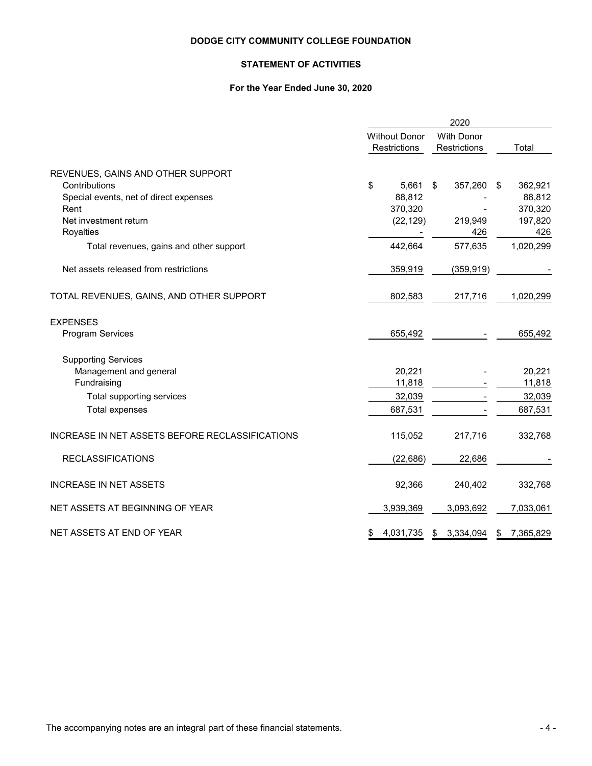# DODGE CITY COMMUNITY COLLEGE FOUNDATION

## STATEMENT OF ACTIVITIES

### For the Year Ended June 30, 2020

| | 2020 | | |
|---|---|---|---|
| | Without Donor Restrictions | With Donor Restrictions | Total |
| REVENUES, GAINS AND OTHER SUPPORT | | | |
| Contributions | $ 5,661 | $ 357,260 | $ 362,921 |
| Special events, net of direct expenses | 88,812 | - | 88,812 |
| Rent | 370,320 | - | 370,320 |
| Net investment return | (22,129) | 219,949 | 197,820 |
| Royalties | - | 426 | 426 |
| Total revenues, gains and other support | 442,664 | 577,635 | 1,020,299 |
| Net assets released from restrictions | 359,919 | (359,919) | - |
| TOTAL REVENUES, GAINS, AND OTHER SUPPORT | 802,583 | 217,716 | 1,020,299 |
| EXPENSES | | | |
| Program Services | 655,492 | - | 655,492 |
| Supporting Services | | | |
| Management and general | 20,221 | - | 20,221 |
| Fundraising | 11,818 | - | 11,818 |
| Total supporting services | 32,039 | - | 32,039 |
| Total expenses | 687,531 | - | 687,531 |
| INCREASE IN NET ASSETS BEFORE RECLASSIFICATIONS | 115,052 | 217,716 | 332,768 |
| RECLASSIFICATIONS | (22,686) | 22,686 | - |
| INCREASE IN NET ASSETS | 92,366 | 240,402 | 332,768 |
| NET ASSETS AT BEGINNING OF YEAR | 3,939,369 | 3,093,692 | 7,033,061 |
| NET ASSETS AT END OF YEAR | $ 4,031,735 | $ 3,334,094 | $ 7,365,829 |

The accompanying notes are an integral part of these financial statements.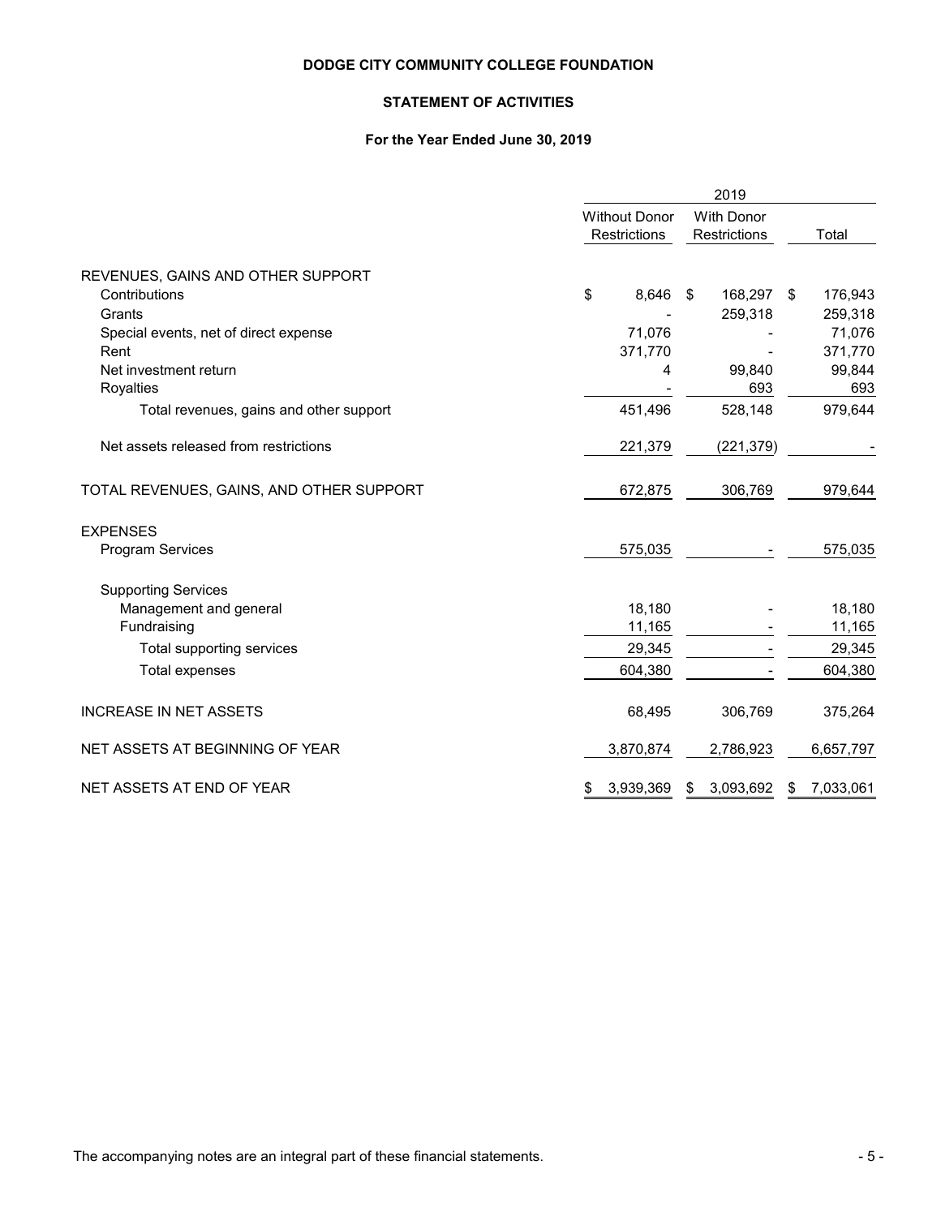# DODGE CITY COMMUNITY COLLEGE FOUNDATION

## STATEMENT OF ACTIVITIES

### For the Year Ended June 30, 2019

| | 2019 | | |
|---|---|---|---|
| | Without Donor Restrictions | With Donor Restrictions | Total |
| REVENUES, GAINS AND OTHER SUPPORT | | | |
| Contributions | $ 8,646 | $ 168,297 | $ 176,943 |
| Grants | - | 259,318 | 259,318 |
| Special events, net of direct expense | 71,076 | - | 71,076 |
| Rent | 371,770 | - | 371,770 |
| Net investment return | 4 | 99,840 | 99,844 |
| Royalties | - | 693 | 693 |
| Total revenues, gains and other support | 451,496 | 528,148 | 979,644 |
| Net assets released from restrictions | 221,379 | (221,379) | - |
| TOTAL REVENUES, GAINS, AND OTHER SUPPORT | 672,875 | 306,769 | 979,644 |
| EXPENSES | | | |
| Program Services | 575,035 | - | 575,035 |
| Supporting Services | | | |
| Management and general | 18,180 | - | 18,180 |
| Fundraising | 11,165 | - | 11,165 |
| Total supporting services | 29,345 | - | 29,345 |
| Total expenses | 604,380 | - | 604,380 |
| INCREASE IN NET ASSETS | 68,495 | 306,769 | 375,264 |
| NET ASSETS AT BEGINNING OF YEAR | 3,870,874 | 2,786,923 | 6,657,797 |
| NET ASSETS AT END OF YEAR | $ 3,939,369 | $ 3,093,692 | $ 7,033,061 |

The accompanying notes are an integral part of these financial statements.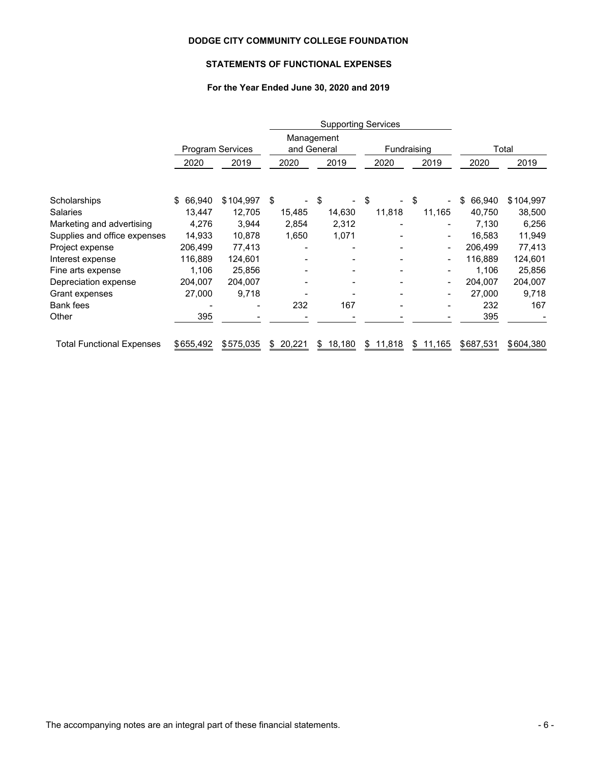# DODGE CITY COMMUNITY COLLEGE FOUNDATION

## STATEMENTS OF FUNCTIONAL EXPENSES

### For the Year Ended June 30, 2020 and 2019

| | Program Services | | Supporting Services | | | | Total | |
|---|---|---|---|---|---|---|---|---|
| | | | Management and General | | Fundraising | | | |
| | 2020 | 2019 | 2020 | 2019 | 2020 | 2019 | 2020 | 2019 |
| Scholarships | $ 66,940 | $ 104,997 | $ - | $ - | $ - | $ - | $ 66,940 | $ 104,997 |
| Salaries | 13,447 | 12,705 | 15,485 | 14,630 | 11,818 | 11,165 | 40,750 | 38,500 |
| Marketing and advertising | 4,276 | 3,944 | 2,854 | 2,312 | - | - | 7,130 | 6,256 |
| Supplies and office expenses | 14,933 | 10,878 | 1,650 | 1,071 | - | - | 16,583 | 11,949 |
| Project expense | 206,499 | 77,413 | - | - | - | - | 206,499 | 77,413 |
| Interest expense | 116,889 | 124,601 | - | - | - | - | 116,889 | 124,601 |
| Fine arts expense | 1,106 | 25,856 | - | - | - | - | 1,106 | 25,856 |
| Depreciation expense | 204,007 | 204,007 | - | - | - | - | 204,007 | 204,007 |
| Grant expenses | 27,000 | 9,718 | - | - | - | - | 27,000 | 9,718 |
| Bank fees | - | - | 232 | 167 | - | - | 232 | 167 |
| Other | 395 | - | - | - | - | - | 395 | - |
| Total Functional Expenses | $ 655,492 | $ 575,035 | $ 20,221 | $ 18,180 | $ 11,818 | $ 11,165 | $ 687,531 | $ 604,380 |

The accompanying notes are an integral part of these financial statements.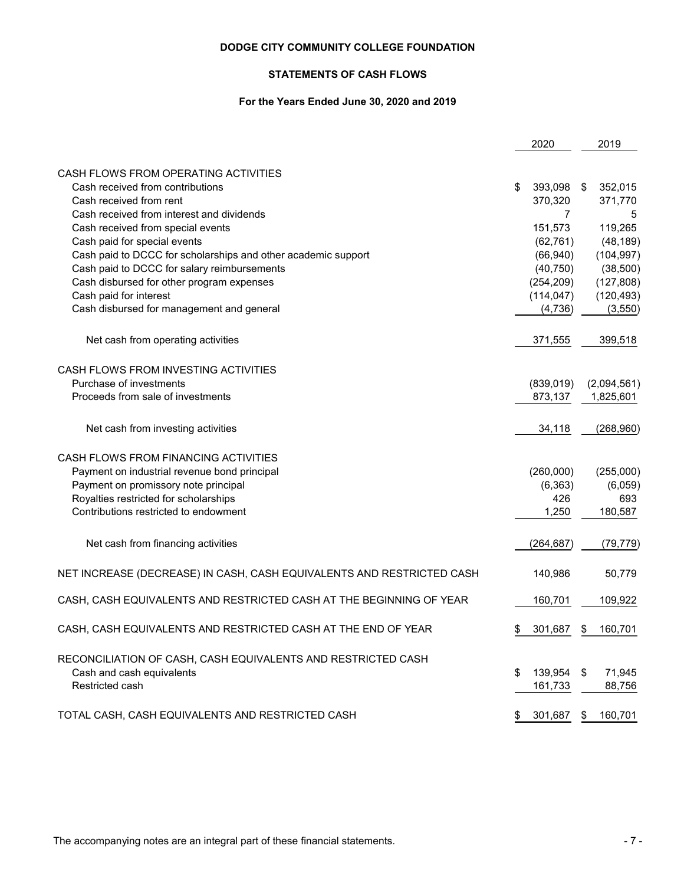**DODGE CITY COMMUNITY COLLEGE FOUNDATION**

**STATEMENTS OF CASH FLOWS**

**For the Years Ended June 30, 2020 and 2019**

| | 2020 | 2019 |
|---|---|---|
| CASH FLOWS FROM OPERATING ACTIVITIES | | |
| Cash received from contributions | $ 393,098 | $ 352,015 |
| Cash received from rent | 370,320 | 371,770 |
| Cash received from interest and dividends | 7 | 5 |
| Cash received from special events | 151,573 | 119,265 |
| Cash paid for special events | (62,761) | (48,189) |
| Cash paid to DCCC for scholarships and other academic support | (66,940) | (104,997) |
| Cash paid to DCCC for salary reimbursements | (40,750) | (38,500) |
| Cash disbursed for other program expenses | (254,209) | (127,808) |
| Cash paid for interest | (114,047) | (120,493) |
| Cash disbursed for management and general | (4,736) | (3,550) |
| Net cash from operating activities | 371,555 | 399,518 |
| CASH FLOWS FROM INVESTING ACTIVITIES | | |
| Purchase of investments | (839,019) | (2,094,561) |
| Proceeds from sale of investments | 873,137 | 1,825,601 |
| Net cash from investing activities | 34,118 | (268,960) |
| CASH FLOWS FROM FINANCING ACTIVITIES | | |
| Payment on industrial revenue bond principal | (260,000) | (255,000) |
| Payment on promissory note principal | (6,363) | (6,059) |
| Royalties restricted for scholarships | 426 | 693 |
| Contributions restricted to endowment | 1,250 | 180,587 |
| Net cash from financing activities | (264,687) | (79,779) |
| NET INCREASE (DECREASE) IN CASH, CASH EQUIVALENTS AND RESTRICTED CASH | 140,986 | 50,779 |
| CASH, CASH EQUIVALENTS AND RESTRICTED CASH AT THE BEGINNING OF YEAR | 160,701 | 109,922 |
| CASH, CASH EQUIVALENTS AND RESTRICTED CASH AT THE END OF YEAR | $ 301,687 | $ 160,701 |
| RECONCILIATION OF CASH, CASH EQUIVALENTS AND RESTRICTED CASH | | |
| Cash and cash equivalents | $ 139,954 | $ 71,945 |
| Restricted cash | 161,733 | 88,756 |
| TOTAL CASH, CASH EQUIVALENTS AND RESTRICTED CASH | $ 301,687 | $ 160,701 |

The accompanying notes are an integral part of these financial statements.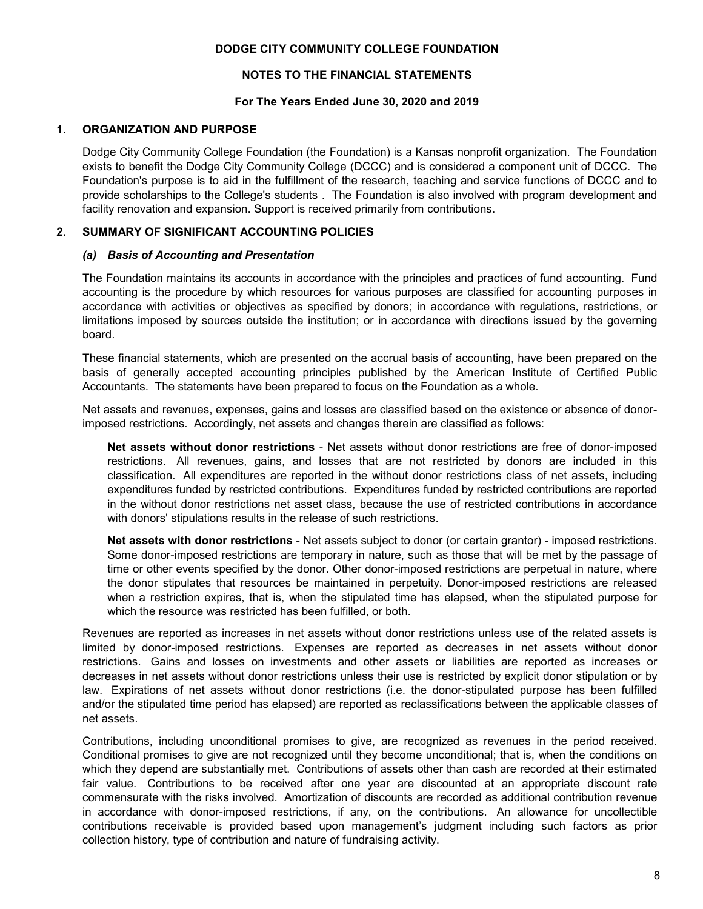**DODGE CITY COMMUNITY COLLEGE FOUNDATION**

**NOTES TO THE FINANCIAL STATEMENTS**

**For The Years Ended June 30, 2020 and 2019**

## 1. ORGANIZATION AND PURPOSE

Dodge City Community College Foundation (the Foundation) is a Kansas nonprofit organization. The Foundation exists to benefit the Dodge City Community College (DCCC) and is considered a component unit of DCCC. The Foundation's purpose is to aid in the fulfillment of the research, teaching and service functions of DCCC and to provide scholarships to the College's students . The Foundation is also involved with program development and facility renovation and expansion. Support is received primarily from contributions.

## 2. SUMMARY OF SIGNIFICANT ACCOUNTING POLICIES

### *(a) Basis of Accounting and Presentation*

The Foundation maintains its accounts in accordance with the principles and practices of fund accounting. Fund accounting is the procedure by which resources for various purposes are classified for accounting purposes in accordance with activities or objectives as specified by donors; in accordance with regulations, restrictions, or limitations imposed by sources outside the institution; or in accordance with directions issued by the governing board.

These financial statements, which are presented on the accrual basis of accounting, have been prepared on the basis of generally accepted accounting principles published by the American Institute of Certified Public Accountants. The statements have been prepared to focus on the Foundation as a whole.

Net assets and revenues, expenses, gains and losses are classified based on the existence or absence of donor-imposed restrictions. Accordingly, net assets and changes therein are classified as follows:

**Net assets without donor restrictions** - Net assets without donor restrictions are free of donor-imposed restrictions. All revenues, gains, and losses that are not restricted by donors are included in this classification. All expenditures are reported in the without donor restrictions class of net assets, including expenditures funded by restricted contributions. Expenditures funded by restricted contributions are reported in the without donor restrictions net asset class, because the use of restricted contributions in accordance with donors' stipulations results in the release of such restrictions.

**Net assets with donor restrictions** - Net assets subject to donor (or certain grantor) - imposed restrictions. Some donor-imposed restrictions are temporary in nature, such as those that will be met by the passage of time or other events specified by the donor. Other donor-imposed restrictions are perpetual in nature, where the donor stipulates that resources be maintained in perpetuity. Donor-imposed restrictions are released when a restriction expires, that is, when the stipulated time has elapsed, when the stipulated purpose for which the resource was restricted has been fulfilled, or both.

Revenues are reported as increases in net assets without donor restrictions unless use of the related assets is limited by donor-imposed restrictions. Expenses are reported as decreases in net assets without donor restrictions. Gains and losses on investments and other assets or liabilities are reported as increases or decreases in net assets without donor restrictions unless their use is restricted by explicit donor stipulation or by law. Expirations of net assets without donor restrictions (i.e. the donor-stipulated purpose has been fulfilled and/or the stipulated time period has elapsed) are reported as reclassifications between the applicable classes of net assets.

Contributions, including unconditional promises to give, are recognized as revenues in the period received. Conditional promises to give are not recognized until they become unconditional; that is, when the conditions on which they depend are substantially met. Contributions of assets other than cash are recorded at their estimated fair value. Contributions to be received after one year are discounted at an appropriate discount rate commensurate with the risks involved. Amortization of discounts are recorded as additional contribution revenue in accordance with donor-imposed restrictions, if any, on the contributions. An allowance for uncollectible contributions receivable is provided based upon management's judgment including such factors as prior collection history, type of contribution and nature of fundraising activity.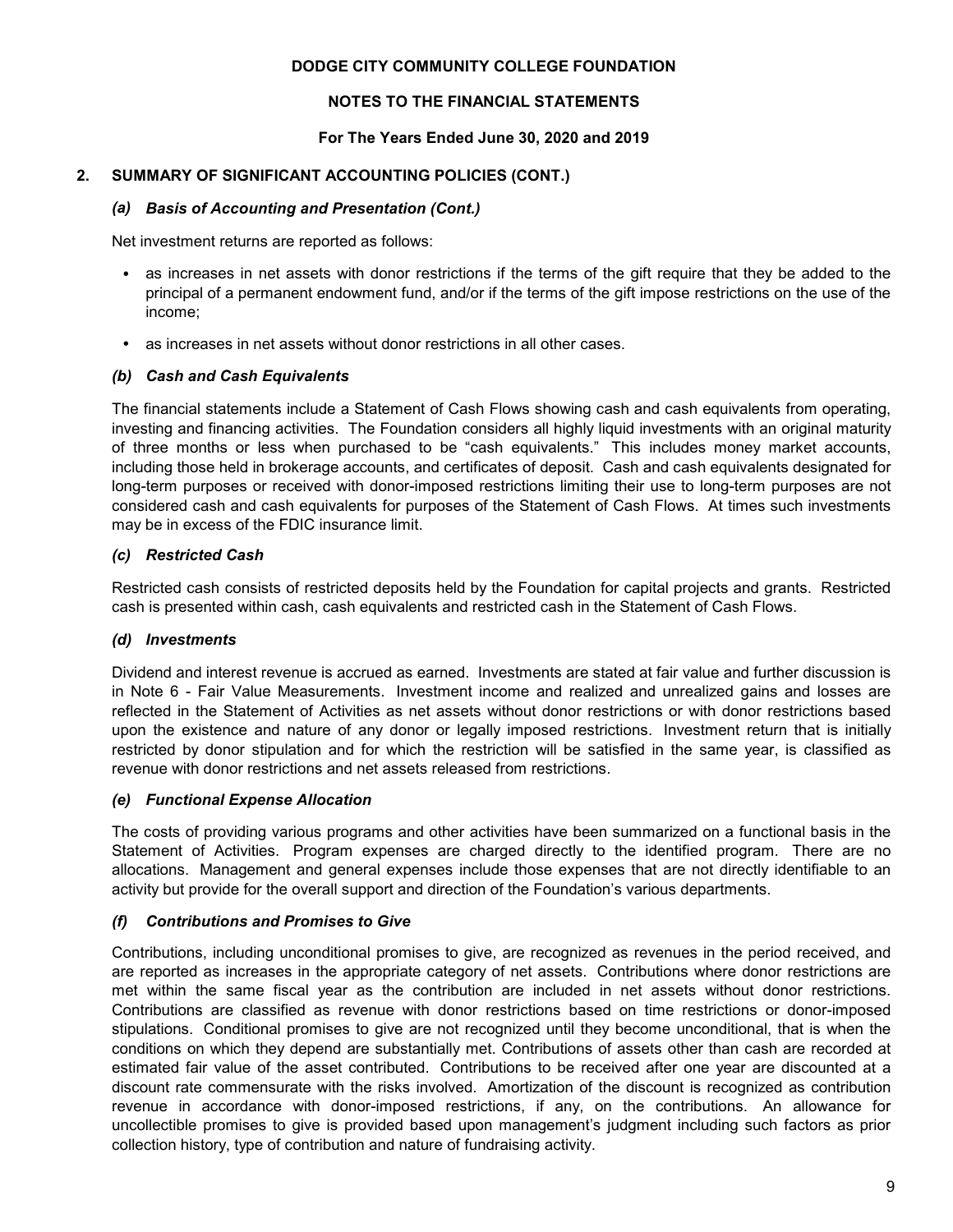**DODGE CITY COMMUNITY COLLEGE FOUNDATION**

**NOTES TO THE FINANCIAL STATEMENTS**

**For The Years Ended June 30, 2020 and 2019**

## 2. SUMMARY OF SIGNIFICANT ACCOUNTING POLICIES (CONT.)

### *(a) Basis of Accounting and Presentation (Cont.)*

Net investment returns are reported as follows:

- as increases in net assets with donor restrictions if the terms of the gift require that they be added to the principal of a permanent endowment fund, and/or if the terms of the gift impose restrictions on the use of the income;
- as increases in net assets without donor restrictions in all other cases.

### *(b) Cash and Cash Equivalents*

The financial statements include a Statement of Cash Flows showing cash and cash equivalents from operating, investing and financing activities. The Foundation considers all highly liquid investments with an original maturity of three months or less when purchased to be "cash equivalents." This includes money market accounts, including those held in brokerage accounts, and certificates of deposit. Cash and cash equivalents designated for long-term purposes or received with donor-imposed restrictions limiting their use to long-term purposes are not considered cash and cash equivalents for purposes of the Statement of Cash Flows. At times such investments may be in excess of the FDIC insurance limit.

### *(c) Restricted Cash*

Restricted cash consists of restricted deposits held by the Foundation for capital projects and grants. Restricted cash is presented within cash, cash equivalents and restricted cash in the Statement of Cash Flows.

### *(d) Investments*

Dividend and interest revenue is accrued as earned. Investments are stated at fair value and further discussion is in Note 6 - Fair Value Measurements. Investment income and realized and unrealized gains and losses are reflected in the Statement of Activities as net assets without donor restrictions or with donor restrictions based upon the existence and nature of any donor or legally imposed restrictions. Investment return that is initially restricted by donor stipulation and for which the restriction will be satisfied in the same year, is classified as revenue with donor restrictions and net assets released from restrictions.

### *(e) Functional Expense Allocation*

The costs of providing various programs and other activities have been summarized on a functional basis in the Statement of Activities. Program expenses are charged directly to the identified program. There are no allocations. Management and general expenses include those expenses that are not directly identifiable to an activity but provide for the overall support and direction of the Foundation's various departments.

### *(f) Contributions and Promises to Give*

Contributions, including unconditional promises to give, are recognized as revenues in the period received, and are reported as increases in the appropriate category of net assets. Contributions where donor restrictions are met within the same fiscal year as the contribution are included in net assets without donor restrictions. Contributions are classified as revenue with donor restrictions based on time restrictions or donor-imposed stipulations. Conditional promises to give are not recognized until they become unconditional, that is when the conditions on which they depend are substantially met. Contributions of assets other than cash are recorded at estimated fair value of the asset contributed. Contributions to be received after one year are discounted at a discount rate commensurate with the risks involved. Amortization of the discount is recognized as contribution revenue in accordance with donor-imposed restrictions, if any, on the contributions. An allowance for uncollectible promises to give is provided based upon management's judgment including such factors as prior collection history, type of contribution and nature of fundraising activity.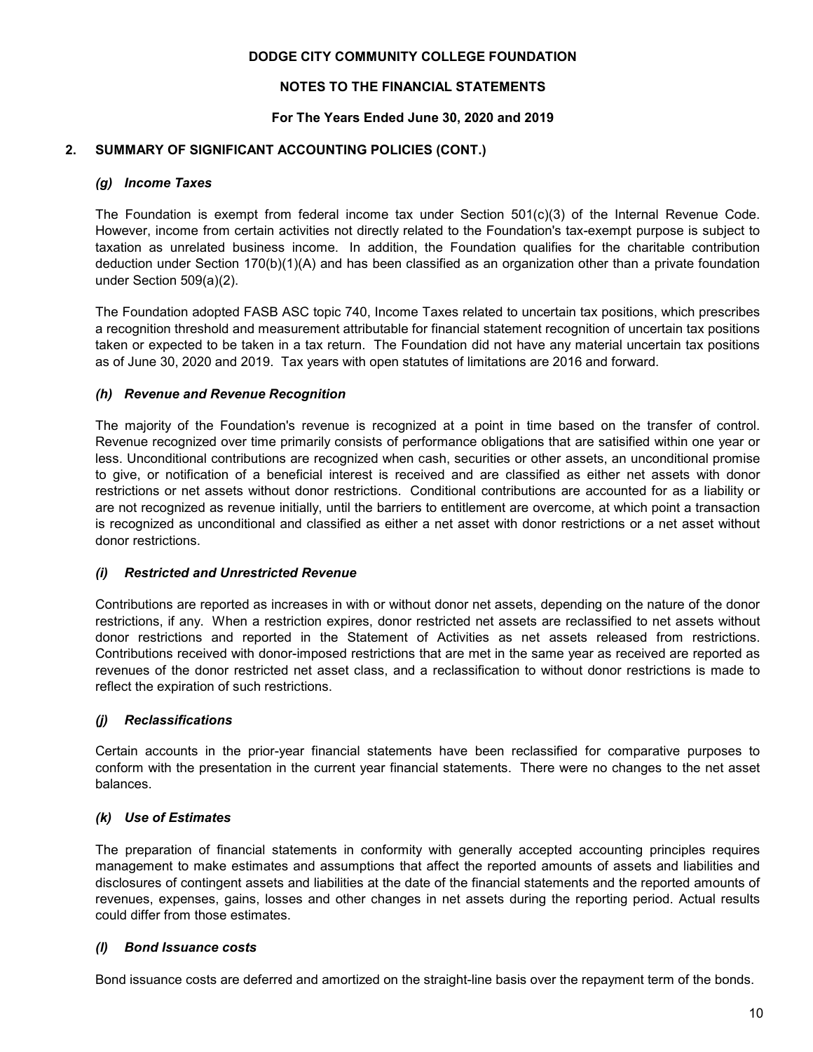**DODGE CITY COMMUNITY COLLEGE FOUNDATION**

**NOTES TO THE FINANCIAL STATEMENTS**

**For The Years Ended June 30, 2020 and 2019**

## 2. SUMMARY OF SIGNIFICANT ACCOUNTING POLICIES (CONT.)

### *(g) Income Taxes*

The Foundation is exempt from federal income tax under Section 501(c)(3) of the Internal Revenue Code. However, income from certain activities not directly related to the Foundation's tax-exempt purpose is subject to taxation as unrelated business income. In addition, the Foundation qualifies for the charitable contribution deduction under Section 170(b)(1)(A) and has been classified as an organization other than a private foundation under Section 509(a)(2).

The Foundation adopted FASB ASC topic 740, Income Taxes related to uncertain tax positions, which prescribes a recognition threshold and measurement attributable for financial statement recognition of uncertain tax positions taken or expected to be taken in a tax return. The Foundation did not have any material uncertain tax positions as of June 30, 2020 and 2019. Tax years with open statutes of limitations are 2016 and forward.

### *(h) Revenue and Revenue Recognition*

The majority of the Foundation's revenue is recognized at a point in time based on the transfer of control. Revenue recognized over time primarily consists of performance obligations that are satisified within one year or less. Unconditional contributions are recognized when cash, securities or other assets, an unconditional promise to give, or notification of a beneficial interest is received and are classified as either net assets with donor restrictions or net assets without donor restrictions. Conditional contributions are accounted for as a liability or are not recognized as revenue initially, until the barriers to entitlement are overcome, at which point a transaction is recognized as unconditional and classified as either a net asset with donor restrictions or a net asset without donor restrictions.

### *(i) Restricted and Unrestricted Revenue*

Contributions are reported as increases in with or without donor net assets, depending on the nature of the donor restrictions, if any. When a restriction expires, donor restricted net assets are reclassified to net assets without donor restrictions and reported in the Statement of Activities as net assets released from restrictions. Contributions received with donor-imposed restrictions that are met in the same year as received are reported as revenues of the donor restricted net asset class, and a reclassification to without donor restrictions is made to reflect the expiration of such restrictions.

### *(j) Reclassifications*

Certain accounts in the prior-year financial statements have been reclassified for comparative purposes to conform with the presentation in the current year financial statements. There were no changes to the net asset balances.

### *(k) Use of Estimates*

The preparation of financial statements in conformity with generally accepted accounting principles requires management to make estimates and assumptions that affect the reported amounts of assets and liabilities and disclosures of contingent assets and liabilities at the date of the financial statements and the reported amounts of revenues, expenses, gains, losses and other changes in net assets during the reporting period. Actual results could differ from those estimates.

### *(l) Bond Issuance costs*

Bond issuance costs are deferred and amortized on the straight-line basis over the repayment term of the bonds.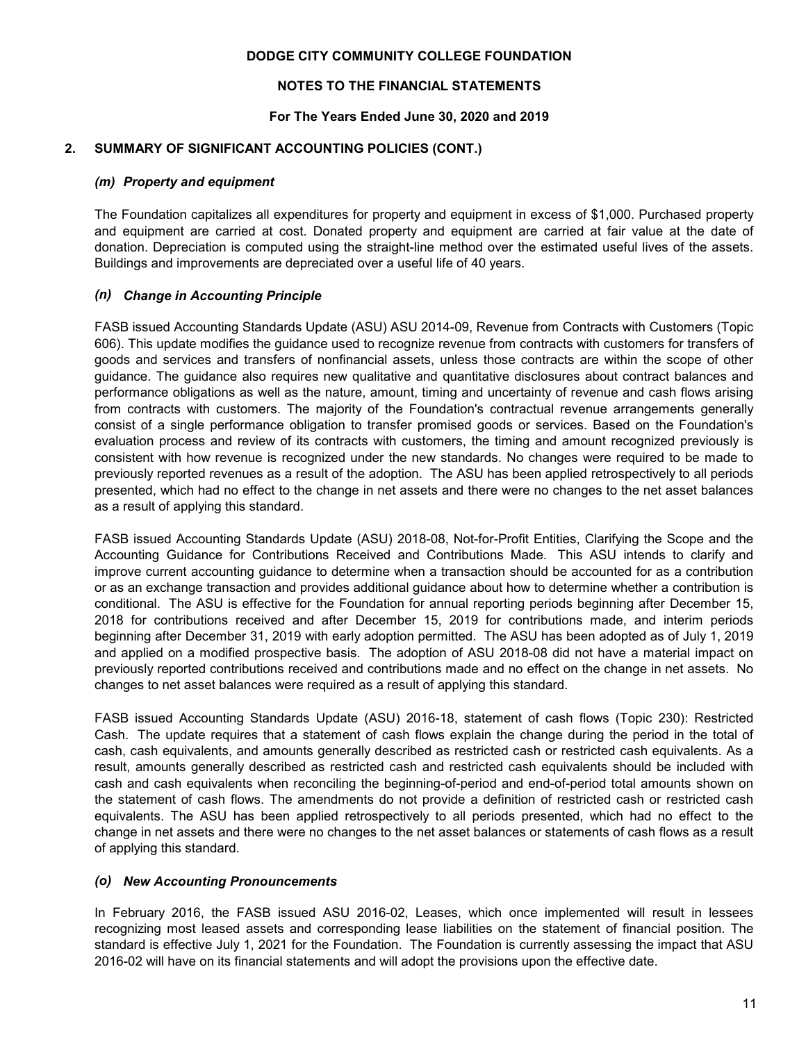# DODGE CITY COMMUNITY COLLEGE FOUNDATION

## NOTES TO THE FINANCIAL STATEMENTS

### For The Years Ended June 30, 2020 and 2019

## 2. SUMMARY OF SIGNIFICANT ACCOUNTING POLICIES (CONT.)

### *(m) Property and equipment*

The Foundation capitalizes all expenditures for property and equipment in excess of $1,000. Purchased property and equipment are carried at cost. Donated property and equipment are carried at fair value at the date of donation. Depreciation is computed using the straight-line method over the estimated useful lives of the assets. Buildings and improvements are depreciated over a useful life of 40 years.

### *(n) Change in Accounting Principle*

FASB issued Accounting Standards Update (ASU) ASU 2014-09, Revenue from Contracts with Customers (Topic 606). This update modifies the guidance used to recognize revenue from contracts with customers for transfers of goods and services and transfers of nonfinancial assets, unless those contracts are within the scope of other guidance. The guidance also requires new qualitative and quantitative disclosures about contract balances and performance obligations as well as the nature, amount, timing and uncertainty of revenue and cash flows arising from contracts with customers. The majority of the Foundation's contractual revenue arrangements generally consist of a single performance obligation to transfer promised goods or services. Based on the Foundation's evaluation process and review of its contracts with customers, the timing and amount recognized previously is consistent with how revenue is recognized under the new standards. No changes were required to be made to previously reported revenues as a result of the adoption. The ASU has been applied retrospectively to all periods presented, which had no effect to the change in net assets and there were no changes to the net asset balances as a result of applying this standard.

FASB issued Accounting Standards Update (ASU) 2018-08, Not-for-Profit Entities, Clarifying the Scope and the Accounting Guidance for Contributions Received and Contributions Made. This ASU intends to clarify and improve current accounting guidance to determine when a transaction should be accounted for as a contribution or as an exchange transaction and provides additional guidance about how to determine whether a contribution is conditional. The ASU is effective for the Foundation for annual reporting periods beginning after December 15, 2018 for contributions received and after December 15, 2019 for contributions made, and interim periods beginning after December 31, 2019 with early adoption permitted. The ASU has been adopted as of July 1, 2019 and applied on a modified prospective basis. The adoption of ASU 2018-08 did not have a material impact on previously reported contributions received and contributions made and no effect on the change in net assets. No changes to net asset balances were required as a result of applying this standard.

FASB issued Accounting Standards Update (ASU) 2016-18, statement of cash flows (Topic 230): Restricted Cash. The update requires that a statement of cash flows explain the change during the period in the total of cash, cash equivalents, and amounts generally described as restricted cash or restricted cash equivalents. As a result, amounts generally described as restricted cash and restricted cash equivalents should be included with cash and cash equivalents when reconciling the beginning-of-period and end-of-period total amounts shown on the statement of cash flows. The amendments do not provide a definition of restricted cash or restricted cash equivalents. The ASU has been applied retrospectively to all periods presented, which had no effect to the change in net assets and there were no changes to the net asset balances or statements of cash flows as a result of applying this standard.

### *(o) New Accounting Pronouncements*

In February 2016, the FASB issued ASU 2016-02, Leases, which once implemented will result in lessees recognizing most leased assets and corresponding lease liabilities on the statement of financial position. The standard is effective July 1, 2021 for the Foundation. The Foundation is currently assessing the impact that ASU 2016-02 will have on its financial statements and will adopt the provisions upon the effective date.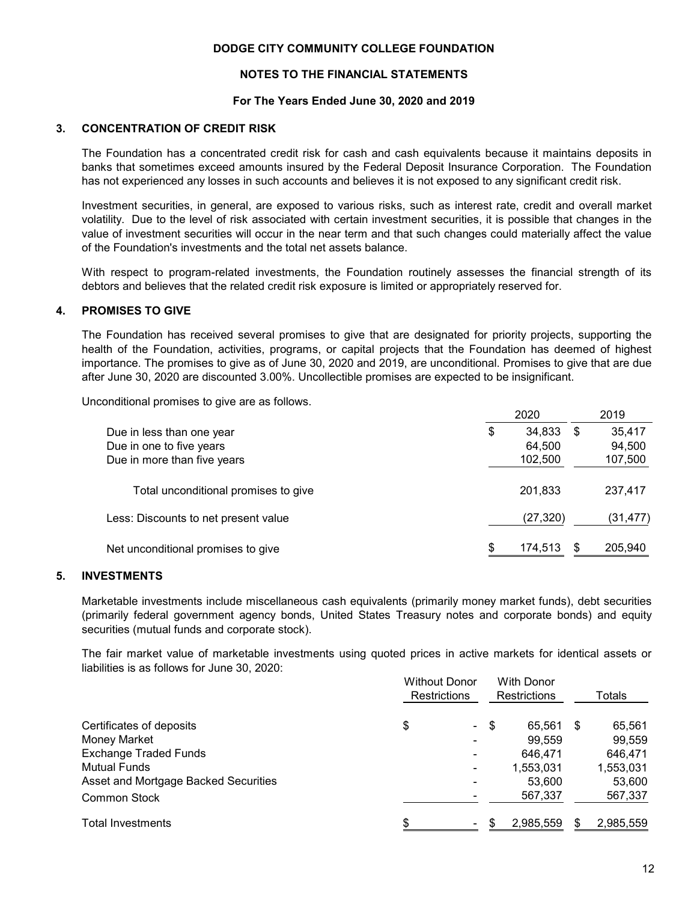**DODGE CITY COMMUNITY COLLEGE FOUNDATION**

**NOTES TO THE FINANCIAL STATEMENTS**

**For The Years Ended June 30, 2020 and 2019**

## 3. CONCENTRATION OF CREDIT RISK

The Foundation has a concentrated credit risk for cash and cash equivalents because it maintains deposits in banks that sometimes exceed amounts insured by the Federal Deposit Insurance Corporation. The Foundation has not experienced any losses in such accounts and believes it is not exposed to any significant credit risk.

Investment securities, in general, are exposed to various risks, such as interest rate, credit and overall market volatility. Due to the level of risk associated with certain investment securities, it is possible that changes in the value of investment securities will occur in the near term and that such changes could materially affect the value of the Foundation's investments and the total net assets balance.

With respect to program-related investments, the Foundation routinely assesses the financial strength of its debtors and believes that the related credit risk exposure is limited or appropriately reserved for.

## 4. PROMISES TO GIVE

The Foundation has received several promises to give that are designated for priority projects, supporting the health of the Foundation, activities, programs, or capital projects that the Foundation has deemed of highest importance. The promises to give as of June 30, 2020 and 2019, are unconditional. Promises to give that are due after June 30, 2020 are discounted 3.00%. Uncollectible promises are expected to be insignificant.

Unconditional promises to give are as follows.

| | 2020 | 2019 |
|---|---|---|
| Due in less than one year | $ 34,833 | $ 35,417 |
| Due in one to five years | 64,500 | 94,500 |
| Due in more than five years | 102,500 | 107,500 |
| Total unconditional promises to give | 201,833 | 237,417 |
| Less: Discounts to net present value | (27,320) | (31,477) |
| Net unconditional promises to give | $ 174,513 | $ 205,940 |

## 5. INVESTMENTS

Marketable investments include miscellaneous cash equivalents (primarily money market funds), debt securities (primarily federal government agency bonds, United States Treasury notes and corporate bonds) and equity securities (mutual funds and corporate stock).

The fair market value of marketable investments using quoted prices in active markets for identical assets or liabilities is as follows for June 30, 2020:

| | Without Donor Restrictions | With Donor Restrictions | Totals |
|---|---|---|---|
| Certificates of deposits | $ - | $ 65,561 | $ 65,561 |
| Money Market | - | 99,559 | 99,559 |
| Exchange Traded Funds | - | 646,471 | 646,471 |
| Mutual Funds | - | 1,553,031 | 1,553,031 |
| Asset and Mortgage Backed Securities | - | 53,600 | 53,600 |
| Common Stock | - | 567,337 | 567,337 |
| Total Investments | $ - | $ 2,985,559 | $ 2,985,559 |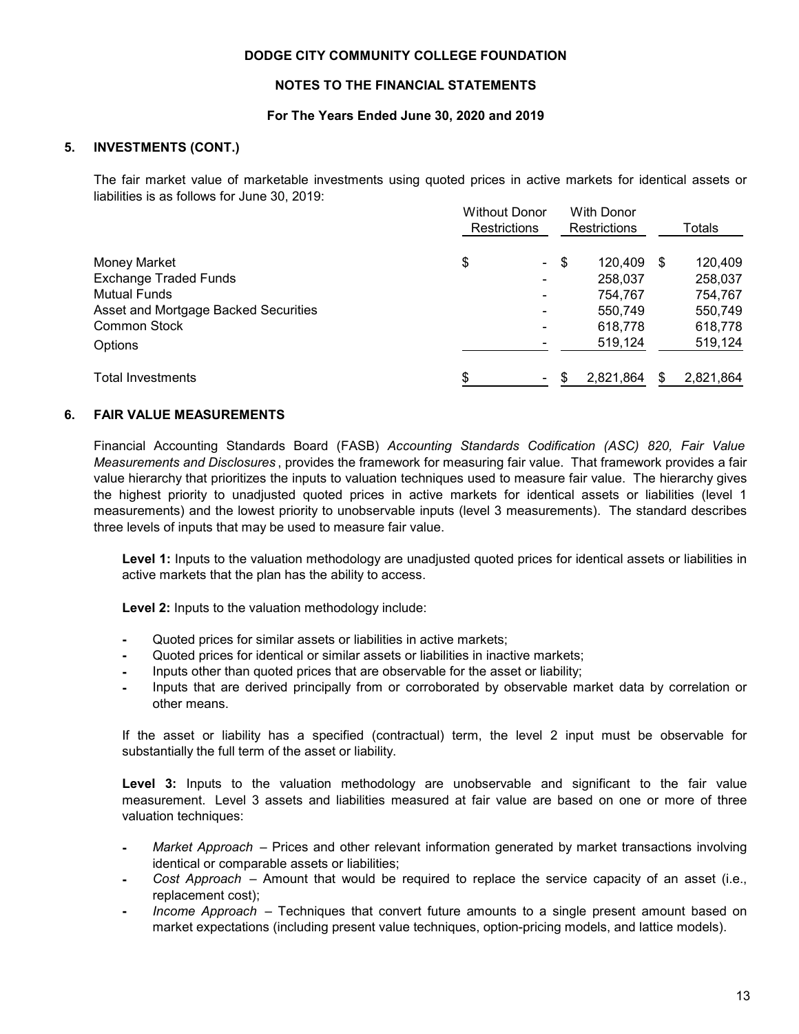# DODGE CITY COMMUNITY COLLEGE FOUNDATION

## NOTES TO THE FINANCIAL STATEMENTS

### For The Years Ended June 30, 2020 and 2019

### 5. INVESTMENTS (CONT.)

The fair market value of marketable investments using quoted prices in active markets for identical assets or liabilities is as follows for June 30, 2019:

| | Without Donor Restrictions | With Donor Restrictions | Totals |
|---|---|---|---|
| Money Market | $ - | $ 120,409 | $ 120,409 |
| Exchange Traded Funds | - | 258,037 | 258,037 |
| Mutual Funds | - | 754,767 | 754,767 |
| Asset and Mortgage Backed Securities | - | 550,749 | 550,749 |
| Common Stock | - | 618,778 | 618,778 |
| Options | - | 519,124 | 519,124 |
| Total Investments | $ - | $ 2,821,864 | $ 2,821,864 |

### 6. FAIR VALUE MEASUREMENTS

Financial Accounting Standards Board (FASB) *Accounting Standards Codification (ASC) 820, Fair Value Measurements and Disclosures*, provides the framework for measuring fair value. That framework provides a fair value hierarchy that prioritizes the inputs to valuation techniques used to measure fair value. The hierarchy gives the highest priority to unadjusted quoted prices in active markets for identical assets or liabilities (level 1 measurements) and the lowest priority to unobservable inputs (level 3 measurements). The standard describes three levels of inputs that may be used to measure fair value.

**Level 1:** Inputs to the valuation methodology are unadjusted quoted prices for identical assets or liabilities in active markets that the plan has the ability to access.

**Level 2:** Inputs to the valuation methodology include:

- Quoted prices for similar assets or liabilities in active markets;
- Quoted prices for identical or similar assets or liabilities in inactive markets;
- Inputs other than quoted prices that are observable for the asset or liability;
- Inputs that are derived principally from or corroborated by observable market data by correlation or other means.

If the asset or liability has a specified (contractual) term, the level 2 input must be observable for substantially the full term of the asset or liability.

**Level 3:** Inputs to the valuation methodology are unobservable and significant to the fair value measurement. Level 3 assets and liabilities measured at fair value are based on one or more of three valuation techniques:

- *Market Approach* – Prices and other relevant information generated by market transactions involving identical or comparable assets or liabilities;
- *Cost Approach* – Amount that would be required to replace the service capacity of an asset (i.e., replacement cost);
- *Income Approach* – Techniques that convert future amounts to a single present amount based on market expectations (including present value techniques, option-pricing models, and lattice models).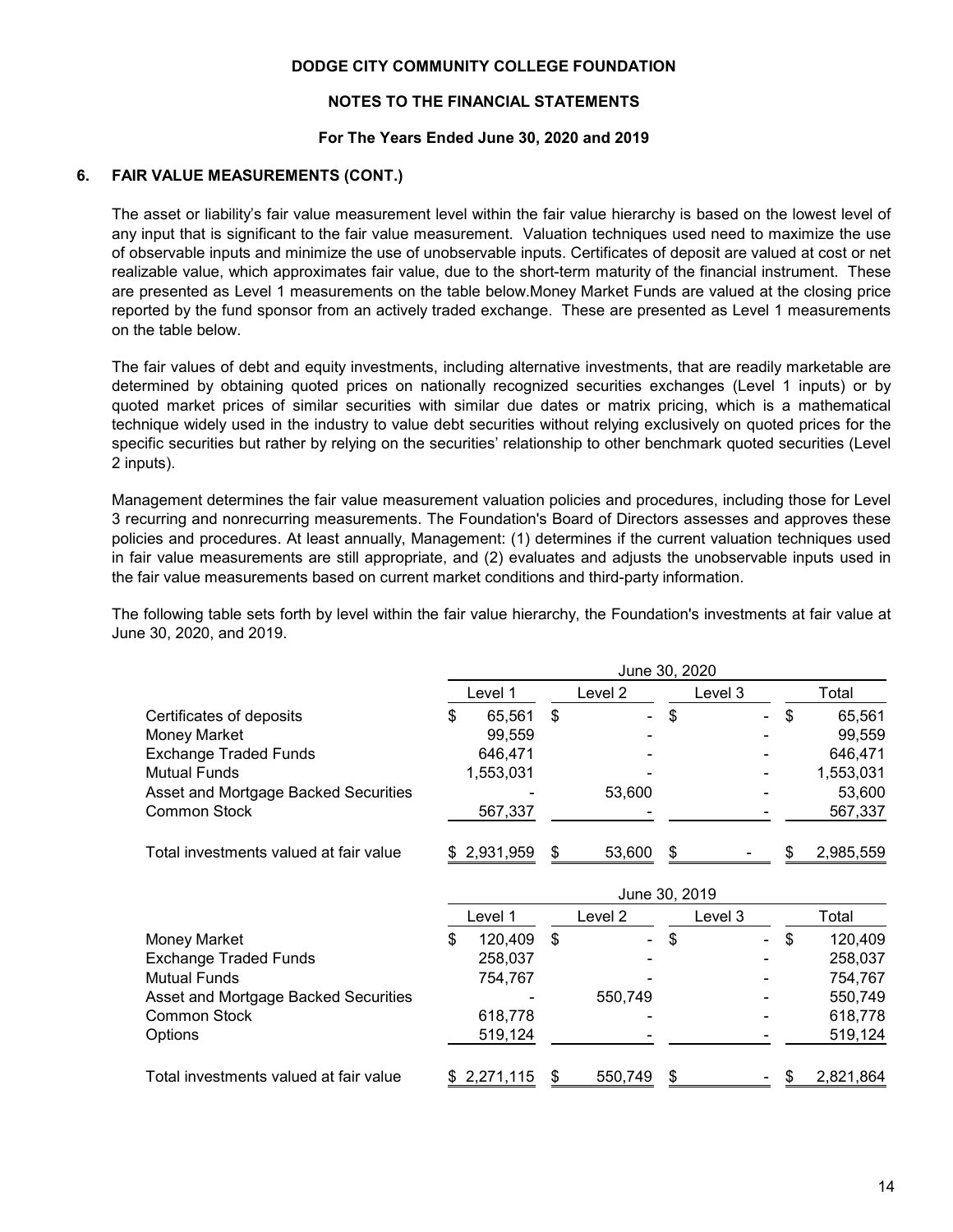**DODGE CITY COMMUNITY COLLEGE FOUNDATION**

**NOTES TO THE FINANCIAL STATEMENTS**

**For The Years Ended June 30, 2020 and 2019**

## 6. FAIR VALUE MEASUREMENTS (CONT.)

The asset or liability's fair value measurement level within the fair value hierarchy is based on the lowest level of any input that is significant to the fair value measurement. Valuation techniques used need to maximize the use of observable inputs and minimize the use of unobservable inputs. Certificates of deposit are valued at cost or net realizable value, which approximates fair value, due to the short-term maturity of the financial instrument. These are presented as Level 1 measurements on the table below.Money Market Funds are valued at the closing price reported by the fund sponsor from an actively traded exchange. These are presented as Level 1 measurements on the table below.

The fair values of debt and equity investments, including alternative investments, that are readily marketable are determined by obtaining quoted prices on nationally recognized securities exchanges (Level 1 inputs) or by quoted market prices of similar securities with similar due dates or matrix pricing, which is a mathematical technique widely used in the industry to value debt securities without relying exclusively on quoted prices for the specific securities but rather by relying on the securities' relationship to other benchmark quoted securities (Level 2 inputs).

Management determines the fair value measurement valuation policies and procedures, including those for Level 3 recurring and nonrecurring measurements. The Foundation's Board of Directors assesses and approves these policies and procedures. At least annually, Management: (1) determines if the current valuation techniques used in fair value measurements are still appropriate, and (2) evaluates and adjusts the unobservable inputs used in the fair value measurements based on current market conditions and third-party information.

The following table sets forth by level within the fair value hierarchy, the Foundation's investments at fair value at June 30, 2020, and 2019.

| | June 30, 2020 | | | |
|---|---|---|---|---|
| | Level 1 | Level 2 | Level 3 | Total |
| Certificates of deposits | $ 65,561 | $ - | $ - | $ 65,561 |
| Money Market | 99,559 | - | - | 99,559 |
| Exchange Traded Funds | 646,471 | - | - | 646,471 |
| Mutual Funds | 1,553,031 | - | - | 1,553,031 |
| Asset and Mortgage Backed Securities | - | 53,600 | - | 53,600 |
| Common Stock | 567,337 | - | - | 567,337 |
| Total investments valued at fair value | $ 2,931,959 | $ 53,600 | $ - | $ 2,985,559 |

| | June 30, 2019 | | | |
|---|---|---|---|---|
| | Level 1 | Level 2 | Level 3 | Total |
| Money Market | $ 120,409 | $ - | $ - | $ 120,409 |
| Exchange Traded Funds | 258,037 | - | - | 258,037 |
| Mutual Funds | 754,767 | - | - | 754,767 |
| Asset and Mortgage Backed Securities | - | 550,749 | - | 550,749 |
| Common Stock | 618,778 | - | - | 618,778 |
| Options | 519,124 | - | - | 519,124 |
| Total investments valued at fair value | $ 2,271,115 | $ 550,749 | $ - | $ 2,821,864 |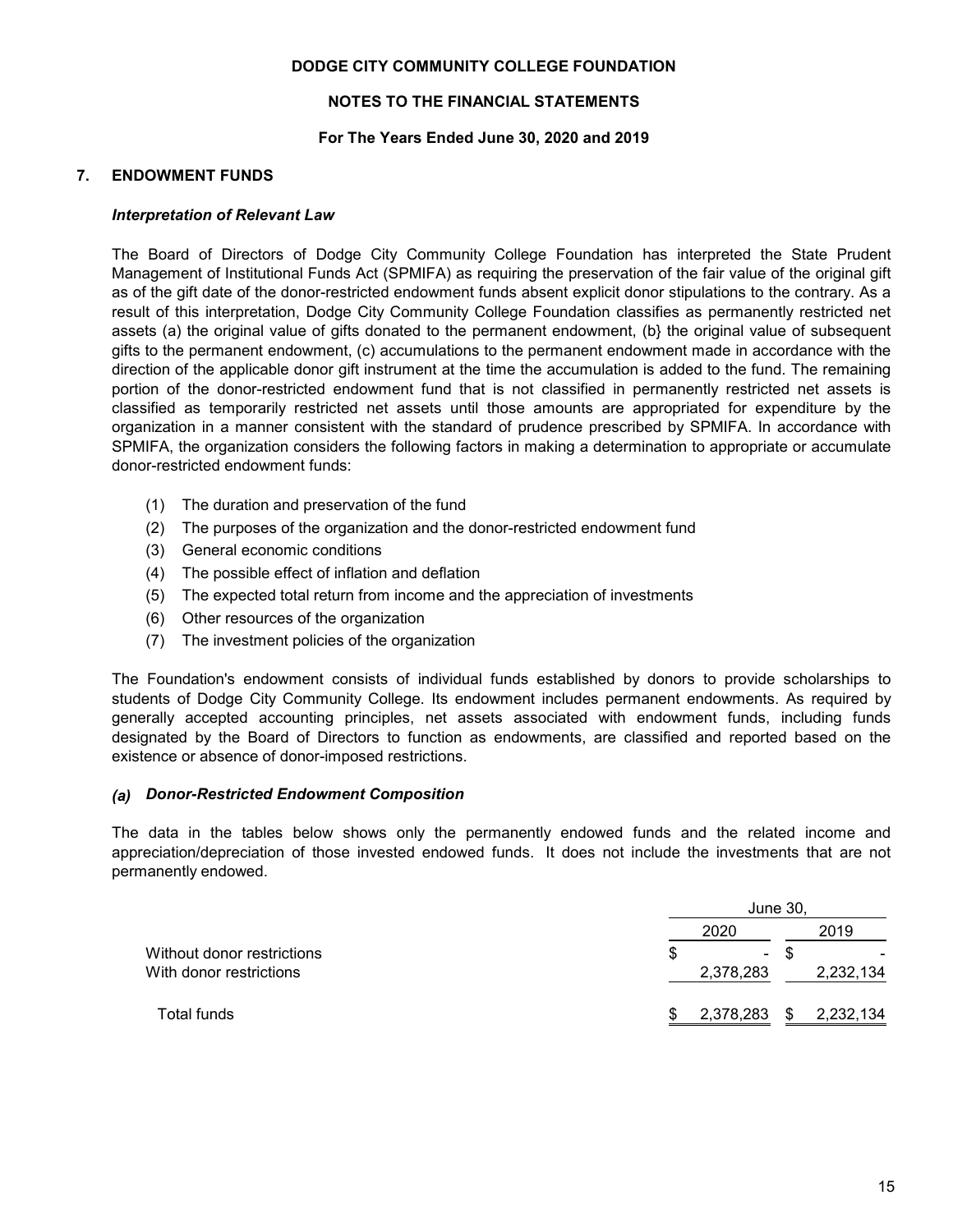DODGE CITY COMMUNITY COLLEGE FOUNDATION

NOTES TO THE FINANCIAL STATEMENTS

For The Years Ended June 30, 2020 and 2019

## 7. ENDOWMENT FUNDS

### *Interpretation of Relevant Law*

The Board of Directors of Dodge City Community College Foundation has interpreted the State Prudent Management of Institutional Funds Act (SPMIFA) as requiring the preservation of the fair value of the original gift as of the gift date of the donor-restricted endowment funds absent explicit donor stipulations to the contrary. As a result of this interpretation, Dodge City Community College Foundation classifies as permanently restricted net assets (a) the original value of gifts donated to the permanent endowment, (b} the original value of subsequent gifts to the permanent endowment, (c) accumulations to the permanent endowment made in accordance with the direction of the applicable donor gift instrument at the time the accumulation is added to the fund. The remaining portion of the donor-restricted endowment fund that is not classified in permanently restricted net assets is classified as temporarily restricted net assets until those amounts are appropriated for expenditure by the organization in a manner consistent with the standard of prudence prescribed by SPMIFA. In accordance with SPMIFA, the organization considers the following factors in making a determination to appropriate or accumulate donor-restricted endowment funds:

(1) The duration and preservation of the fund
(2) The purposes of the organization and the donor-restricted endowment fund
(3) General economic conditions
(4) The possible effect of inflation and deflation
(5) The expected total return from income and the appreciation of investments
(6) Other resources of the organization
(7) The investment policies of the organization

The Foundation's endowment consists of individual funds established by donors to provide scholarships to students of Dodge City Community College. Its endowment includes permanent endowments. As required by generally accepted accounting principles, net assets associated with endowment funds, including funds designated by the Board of Directors to function as endowments, are classified and reported based on the existence or absence of donor-imposed restrictions.

### *(a) Donor-Restricted Endowment Composition*

The data in the tables below shows only the permanently endowed funds and the related income and appreciation/depreciation of those invested endowed funds. It does not include the investments that are not permanently endowed.

| | June 30, | |
|---|---|---|
| | 2020 | 2019 |
| Without donor restrictions | $ - | $ - |
| With donor restrictions | 2,378,283 | 2,232,134 |
| Total funds | $ 2,378,283 | $ 2,232,134 |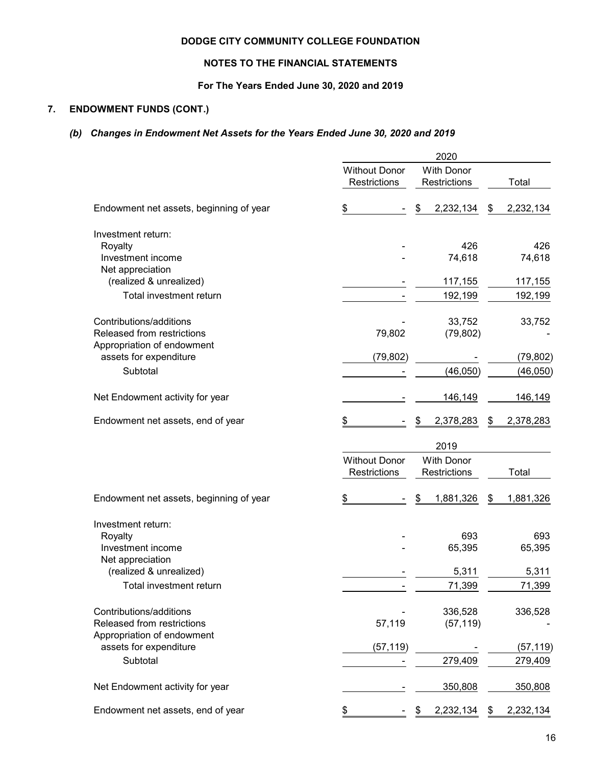**DODGE CITY COMMUNITY COLLEGE FOUNDATION**

**NOTES TO THE FINANCIAL STATEMENTS**

**For The Years Ended June 30, 2020 and 2019**

## 7. ENDOWMENT FUNDS (CONT.)

### *(b) Changes in Endowment Net Assets for the Years Ended June 30, 2020 and 2019*

| | 2020 | | |
|---|---|---|---|
| | Without Donor Restrictions | With Donor Restrictions | Total |
| Endowment net assets, beginning of year | $ - | $ 2,232,134 | $ 2,232,134 |
| Investment return: | | | |
| Royalty | - | 426 | 426 |
| Investment income | - | 74,618 | 74,618 |
| Net appreciation (realized & unrealized) | - | 117,155 | 117,155 |
| Total investment return | - | 192,199 | 192,199 |
| Contributions/additions | - | 33,752 | 33,752 |
| Released from restrictions | 79,802 | (79,802) | - |
| Appropriation of endowment assets for expenditure | (79,802) | - | (79,802) |
| Subtotal | - | (46,050) | (46,050) |
| Net Endowment activity for year | - | 146,149 | 146,149 |
| Endowment net assets, end of year | $ - | $ 2,378,283 | $ 2,378,283 |

| | 2019 | | |
|---|---|---|---|
| | Without Donor Restrictions | With Donor Restrictions | Total |
| Endowment net assets, beginning of year | $ - | $ 1,881,326 | $ 1,881,326 |
| Investment return: | | | |
| Royalty | - | 693 | 693 |
| Investment income | - | 65,395 | 65,395 |
| Net appreciation (realized & unrealized) | - | 5,311 | 5,311 |
| Total investment return | - | 71,399 | 71,399 |
| Contributions/additions | - | 336,528 | 336,528 |
| Released from restrictions | 57,119 | (57,119) | - |
| Appropriation of endowment assets for expenditure | (57,119) | - | (57,119) |
| Subtotal | - | 279,409 | 279,409 |
| Net Endowment activity for year | - | 350,808 | 350,808 |
| Endowment net assets, end of year | $ - | $ 2,232,134 | $ 2,232,134 |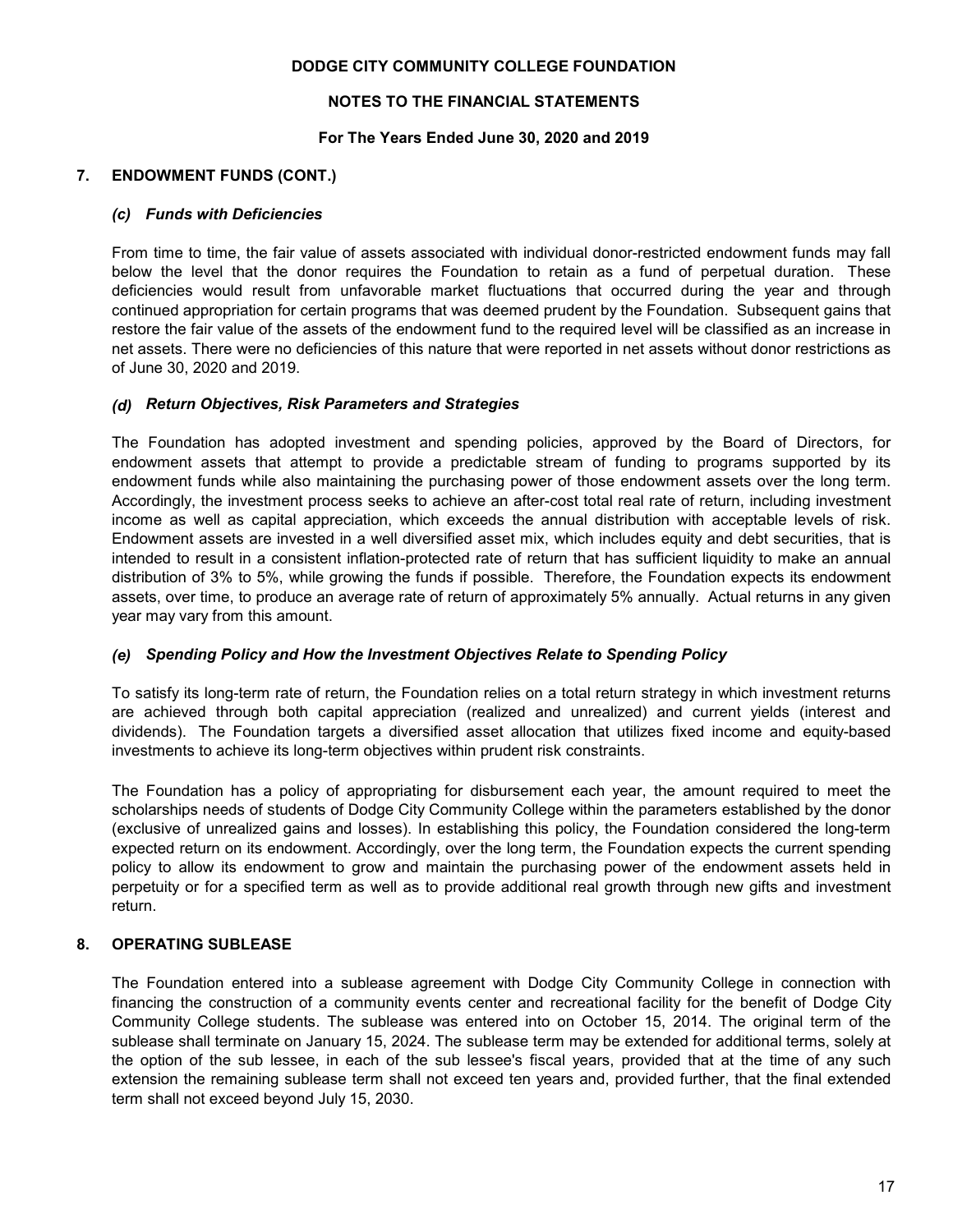## 7. ENDOWMENT FUNDS (CONT.)

### *(c) Funds with Deficiencies*

From time to time, the fair value of assets associated with individual donor-restricted endowment funds may fall below the level that the donor requires the Foundation to retain as a fund of perpetual duration. These deficiencies would result from unfavorable market fluctuations that occurred during the year and through continued appropriation for certain programs that was deemed prudent by the Foundation. Subsequent gains that restore the fair value of the assets of the endowment fund to the required level will be classified as an increase in net assets. There were no deficiencies of this nature that were reported in net assets without donor restrictions as of June 30, 2020 and 2019.

### *(d) Return Objectives, Risk Parameters and Strategies*

The Foundation has adopted investment and spending policies, approved by the Board of Directors, for endowment assets that attempt to provide a predictable stream of funding to programs supported by its endowment funds while also maintaining the purchasing power of those endowment assets over the long term. Accordingly, the investment process seeks to achieve an after-cost total real rate of return, including investment income as well as capital appreciation, which exceeds the annual distribution with acceptable levels of risk. Endowment assets are invested in a well diversified asset mix, which includes equity and debt securities, that is intended to result in a consistent inflation-protected rate of return that has sufficient liquidity to make an annual distribution of 3% to 5%, while growing the funds if possible. Therefore, the Foundation expects its endowment assets, over time, to produce an average rate of return of approximately 5% annually. Actual returns in any given year may vary from this amount.

### *(e) Spending Policy and How the Investment Objectives Relate to Spending Policy*

To satisfy its long-term rate of return, the Foundation relies on a total return strategy in which investment returns are achieved through both capital appreciation (realized and unrealized) and current yields (interest and dividends). The Foundation targets a diversified asset allocation that utilizes fixed income and equity-based investments to achieve its long-term objectives within prudent risk constraints.

The Foundation has a policy of appropriating for disbursement each year, the amount required to meet the scholarships needs of students of Dodge City Community College within the parameters established by the donor (exclusive of unrealized gains and losses). In establishing this policy, the Foundation considered the long-term expected return on its endowment. Accordingly, over the long term, the Foundation expects the current spending policy to allow its endowment to grow and maintain the purchasing power of the endowment assets held in perpetuity or for a specified term as well as to provide additional real growth through new gifts and investment return.

## 8. OPERATING SUBLEASE

The Foundation entered into a sublease agreement with Dodge City Community College in connection with financing the construction of a community events center and recreational facility for the benefit of Dodge City Community College students. The sublease was entered into on October 15, 2014. The original term of the sublease shall terminate on January 15, 2024. The sublease term may be extended for additional terms, solely at the option of the sub lessee, in each of the sub lessee's fiscal years, provided that at the time of any such extension the remaining sublease term shall not exceed ten years and, provided further, that the final extended term shall not exceed beyond July 15, 2030.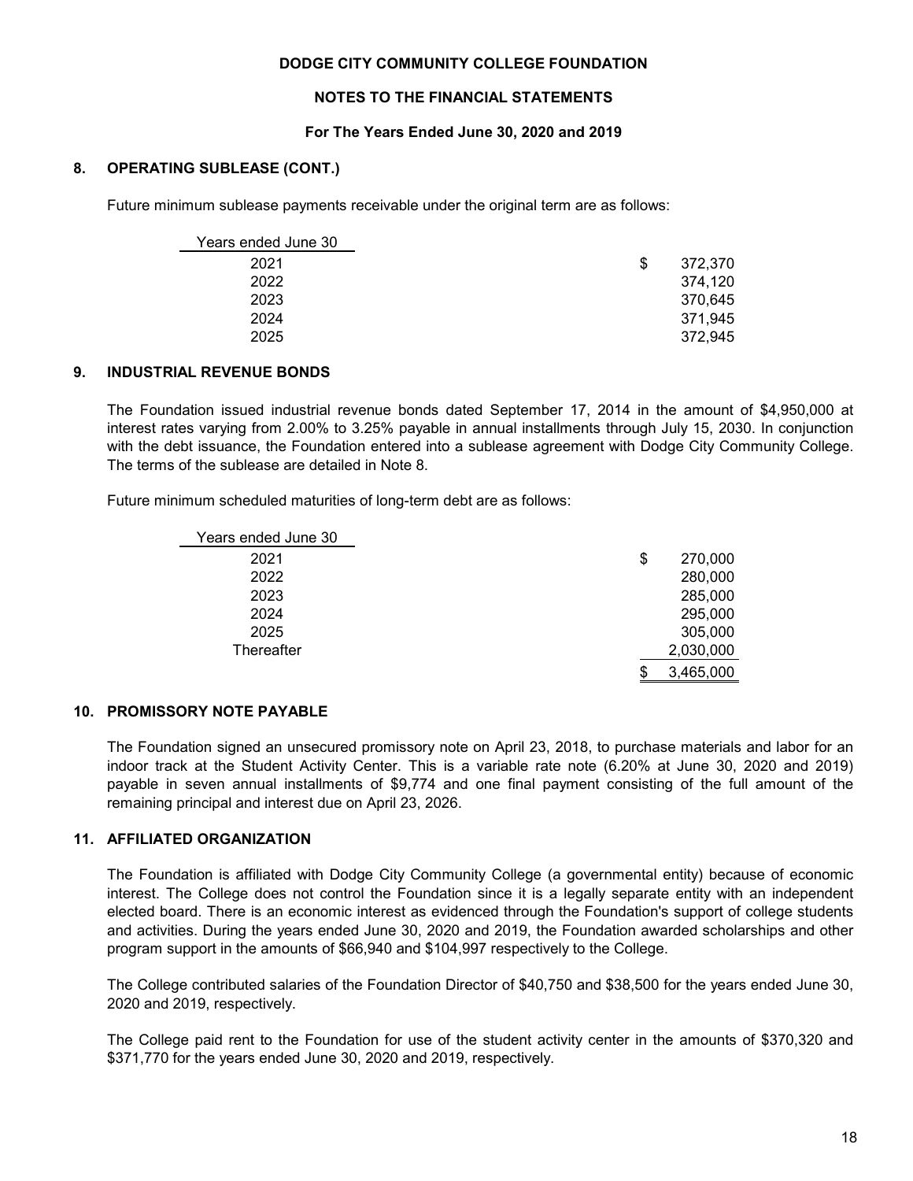**DODGE CITY COMMUNITY COLLEGE FOUNDATION**

**NOTES TO THE FINANCIAL STATEMENTS**

**For The Years Ended June 30, 2020 and 2019**

## 8. OPERATING SUBLEASE (CONT.)

Future minimum sublease payments receivable under the original term are as follows:

| Years ended June 30 | |
|---|---|
| 2021 | $ 372,370 |
| 2022 | 374,120 |
| 2023 | 370,645 |
| 2024 | 371,945 |
| 2025 | 372,945 |

## 9. INDUSTRIAL REVENUE BONDS

The Foundation issued industrial revenue bonds dated September 17, 2014 in the amount of $4,950,000 at interest rates varying from 2.00% to 3.25% payable in annual installments through July 15, 2030. In conjunction with the debt issuance, the Foundation entered into a sublease agreement with Dodge City Community College. The terms of the sublease are detailed in Note 8.

Future minimum scheduled maturities of long-term debt are as follows:

| Years ended June 30 | |
|---|---|
| 2021 | $ 270,000 |
| 2022 | 280,000 |
| 2023 | 285,000 |
| 2024 | 295,000 |
| 2025 | 305,000 |
| Thereafter | 2,030,000 |
| | $ 3,465,000 |

## 10. PROMISSORY NOTE PAYABLE

The Foundation signed an unsecured promissory note on April 23, 2018, to purchase materials and labor for an indoor track at the Student Activity Center. This is a variable rate note (6.20% at June 30, 2020 and 2019) payable in seven annual installments of $9,774 and one final payment consisting of the full amount of the remaining principal and interest due on April 23, 2026.

## 11. AFFILIATED ORGANIZATION

The Foundation is affiliated with Dodge City Community College (a governmental entity) because of economic interest. The College does not control the Foundation since it is a legally separate entity with an independent elected board. There is an economic interest as evidenced through the Foundation's support of college students and activities. During the years ended June 30, 2020 and 2019, the Foundation awarded scholarships and other program support in the amounts of $66,940 and $104,997 respectively to the College.

The College contributed salaries of the Foundation Director of $40,750 and $38,500 for the years ended June 30, 2020 and 2019, respectively.

The College paid rent to the Foundation for use of the student activity center in the amounts of $370,320 and $371,770 for the years ended June 30, 2020 and 2019, respectively.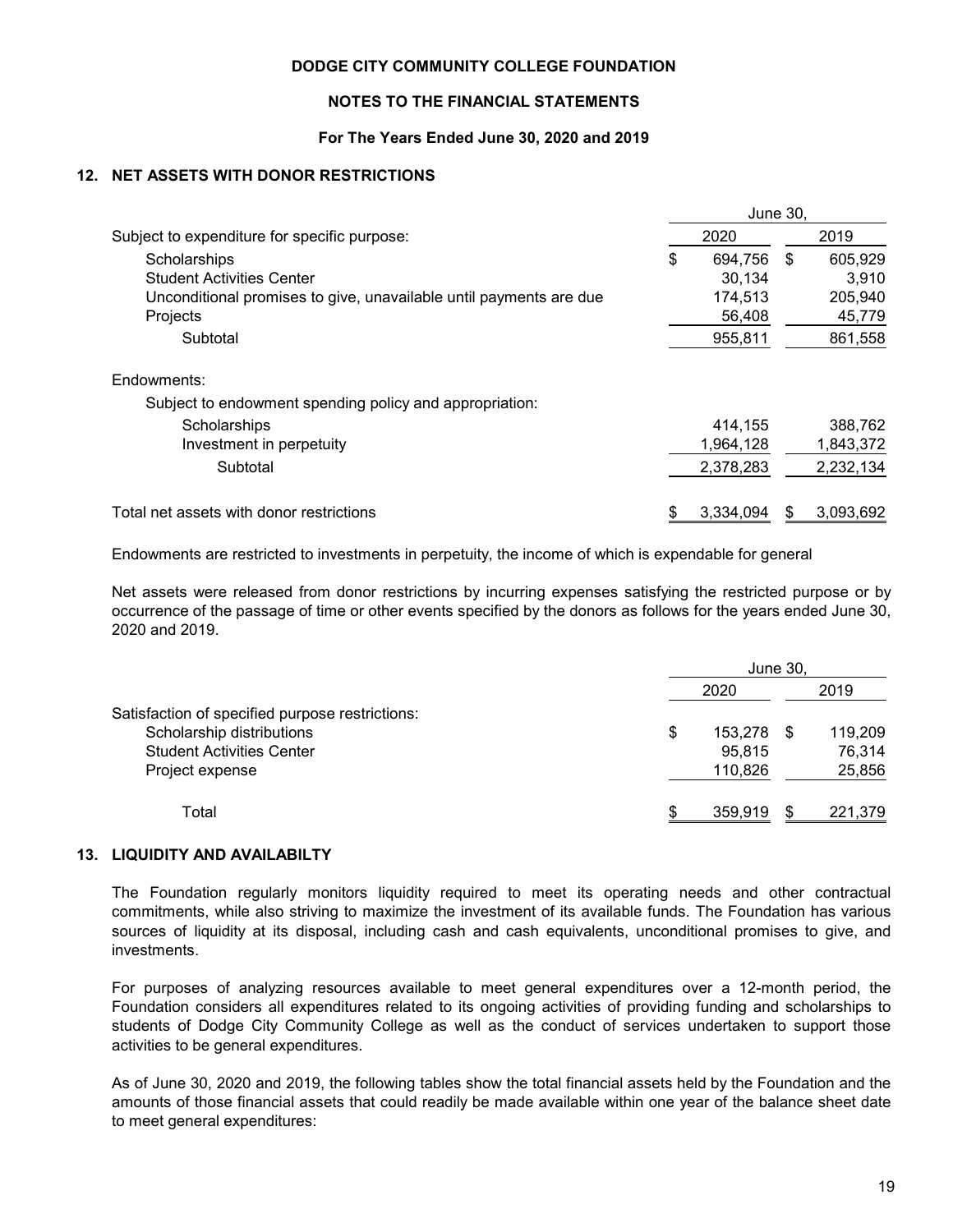# DODGE CITY COMMUNITY COLLEGE FOUNDATION

## NOTES TO THE FINANCIAL STATEMENTS

### For The Years Ended June 30, 2020 and 2019

## 12. NET ASSETS WITH DONOR RESTRICTIONS

| | June 30, | |
|---|---|---|
| | 2020 | 2019 |
| Subject to expenditure for specific purpose: | | |
| Scholarships | $ 694,756 | $ 605,929 |
| Student Activities Center | 30,134 | 3,910 |
| Unconditional promises to give, unavailable until payments are due | 174,513 | 205,940 |
| Projects | 56,408 | 45,779 |
| Subtotal | 955,811 | 861,558 |
| Endowments: | | |
| Subject to endowment spending policy and appropriation: | | |
| Scholarships | 414,155 | 388,762 |
| Investment in perpetuity | 1,964,128 | 1,843,372 |
| Subtotal | 2,378,283 | 2,232,134 |
| Total net assets with donor restrictions | $ 3,334,094 | $ 3,093,692 |

Endowments are restricted to investments in perpetuity, the income of which is expendable for general

Net assets were released from donor restrictions by incurring expenses satisfying the restricted purpose or by occurrence of the passage of time or other events specified by the donors as follows for the years ended June 30, 2020 and 2019.

| | June 30, | |
|---|---|---|
| | 2020 | 2019 |
| Satisfaction of specified purpose restrictions: | | |
| Scholarship distributions | $ 153,278 | $ 119,209 |
| Student Activities Center | 95,815 | 76,314 |
| Project expense | 110,826 | 25,856 |
| Total | $ 359,919 | $ 221,379 |

## 13. LIQUIDITY AND AVAILABILTY

The Foundation regularly monitors liquidity required to meet its operating needs and other contractual commitments, while also striving to maximize the investment of its available funds. The Foundation has various sources of liquidity at its disposal, including cash and cash equivalents, unconditional promises to give, and investments.

For purposes of analyzing resources available to meet general expenditures over a 12-month period, the Foundation considers all expenditures related to its ongoing activities of providing funding and scholarships to students of Dodge City Community College as well as the conduct of services undertaken to support those activities to be general expenditures.

As of June 30, 2020 and 2019, the following tables show the total financial assets held by the Foundation and the amounts of those financial assets that could readily be made available within one year of the balance sheet date to meet general expenditures: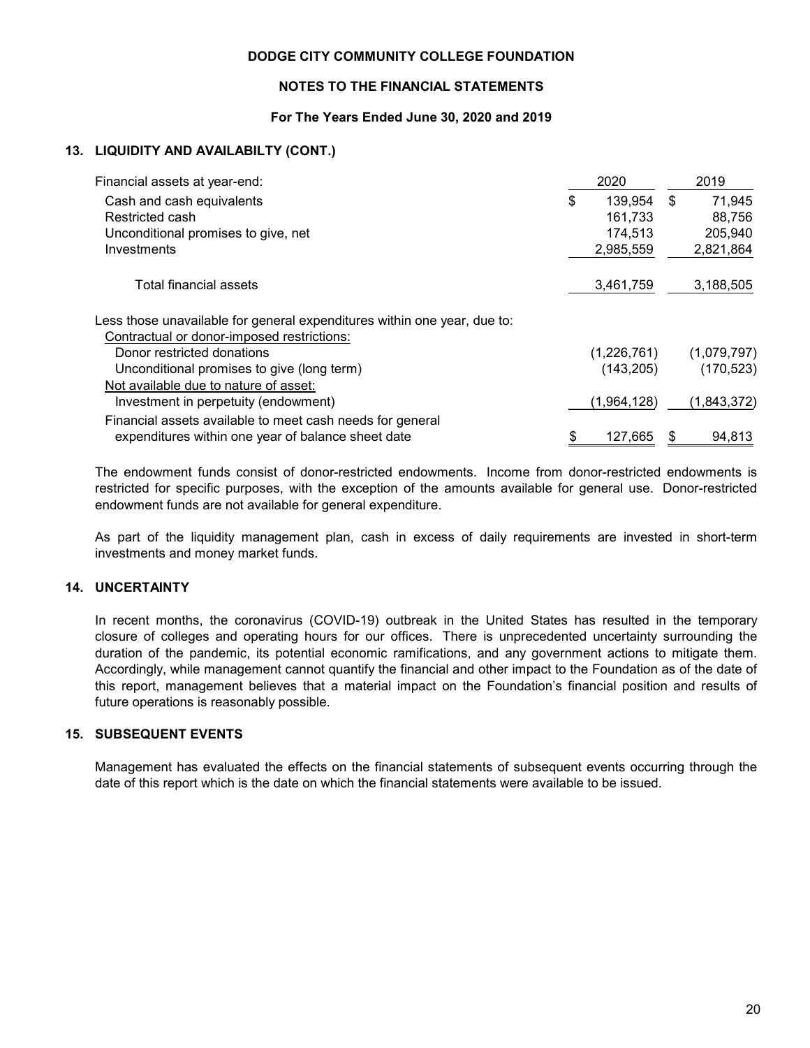## 13. LIQUIDITY AND AVAILABILTY (CONT.)

| Financial assets at year-end: | 2020 | 2019 |
|---|---|---|
| Cash and cash equivalents | $ 139,954 | $ 71,945 |
| Restricted cash | 161,733 | 88,756 |
| Unconditional promises to give, net | 174,513 | 205,940 |
| Investments | 2,985,559 | 2,821,864 |
| Total financial assets | 3,461,759 | 3,188,505 |
| Less those unavailable for general expenditures within one year, due to: | | |
| Contractual or donor-imposed restrictions: | | |
| Donor restricted donations | (1,226,761) | (1,079,797) |
| Unconditional promises to give (long term) | (143,205) | (170,523) |
| Not available due to nature of asset: | | |
| Investment in perpetuity (endowment) | (1,964,128) | (1,843,372) |
| Financial assets available to meet cash needs for general expenditures within one year of balance sheet date | $ 127,665 | $ 94,813 |

The endowment funds consist of donor-restricted endowments. Income from donor-restricted endowments is restricted for specific purposes, with the exception of the amounts available for general use. Donor-restricted endowment funds are not available for general expenditure.

As part of the liquidity management plan, cash in excess of daily requirements are invested in short-term investments and money market funds.

## 14. UNCERTAINTY

In recent months, the coronavirus (COVID-19) outbreak in the United States has resulted in the temporary closure of colleges and operating hours for our offices. There is unprecedented uncertainty surrounding the duration of the pandemic, its potential economic ramifications, and any government actions to mitigate them. Accordingly, while management cannot quantify the financial and other impact to the Foundation as of the date of this report, management believes that a material impact on the Foundation's financial position and results of future operations is reasonably possible.

## 15. SUBSEQUENT EVENTS

Management has evaluated the effects on the financial statements of subsequent events occurring through the date of this report which is the date on which the financial statements were available to be issued.